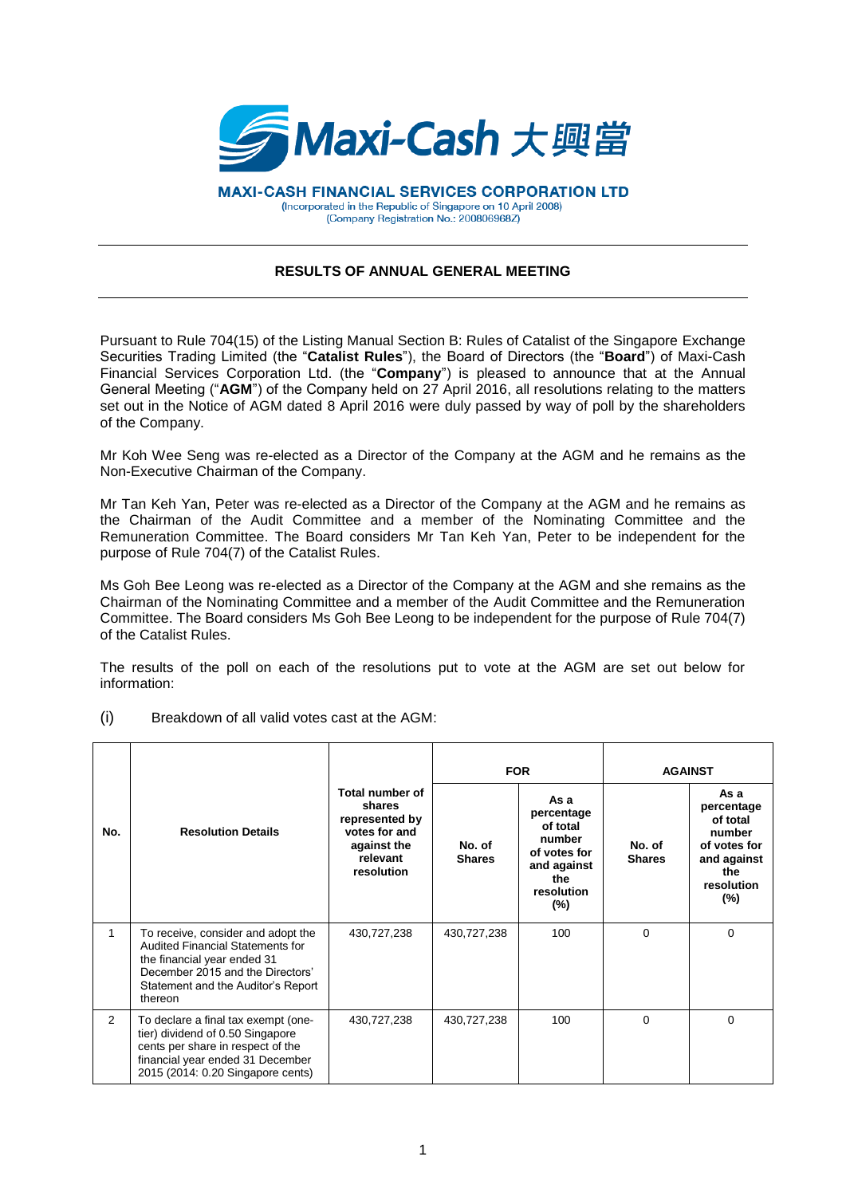**MAXI-CASH FINANCIAL SERVICES CORPORATION LTD**
(Incorporated in the Republic of Singapore on 10 April 2008)
(Company Registration No.: 200806968Z)

---

# RESULTS OF ANNUAL GENERAL MEETING

---

Pursuant to Rule 704(15) of the Listing Manual Section B: Rules of Catalist of the Singapore Exchange Securities Trading Limited (the "**Catalist Rules**"), the Board of Directors (the "**Board**") of Maxi-Cash Financial Services Corporation Ltd. (the "**Company**") is pleased to announce that at the Annual General Meeting ("**AGM**") of the Company held on 27 April 2016, all resolutions relating to the matters set out in the Notice of AGM dated 8 April 2016 were duly passed by way of poll by the shareholders of the Company.

Mr Koh Wee Seng was re-elected as a Director of the Company at the AGM and he remains as the Non-Executive Chairman of the Company.

Mr Tan Keh Yan, Peter was re-elected as a Director of the Company at the AGM and he remains as the Chairman of the Audit Committee and a member of the Nominating Committee and the Remuneration Committee. The Board considers Mr Tan Keh Yan, Peter to be independent for the purpose of Rule 704(7) of the Catalist Rules.

Ms Goh Bee Leong was re-elected as a Director of the Company at the AGM and she remains as the Chairman of the Nominating Committee and a member of the Audit Committee and the Remuneration Committee. The Board considers Ms Goh Bee Leong to be independent for the purpose of Rule 704(7) of the Catalist Rules.

The results of the poll on each of the resolutions put to vote at the AGM are set out below for information:

(i) Breakdown of all valid votes cast at the AGM:

| No. | Resolution Details | Total number of shares represented by votes for and against the relevant resolution | FOR | | AGAINST | |
|---|---|---|---|---|---|---|
| | | | No. of Shares | As a percentage of total number of votes for and against the resolution (%) | No. of Shares | As a percentage of total number of votes for and against the resolution (%) |
| 1 | To receive, consider and adopt the Audited Financial Statements for the financial year ended 31 December 2015 and the Directors' Statement and the Auditor's Report thereon | 430,727,238 | 430,727,238 | 100 | 0 | 0 |
| 2 | To declare a final tax exempt (one-tier) dividend of 0.50 Singapore cents per share in respect of the financial year ended 31 December 2015 (2014: 0.20 Singapore cents) | 430,727,238 | 430,727,238 | 100 | 0 | 0 |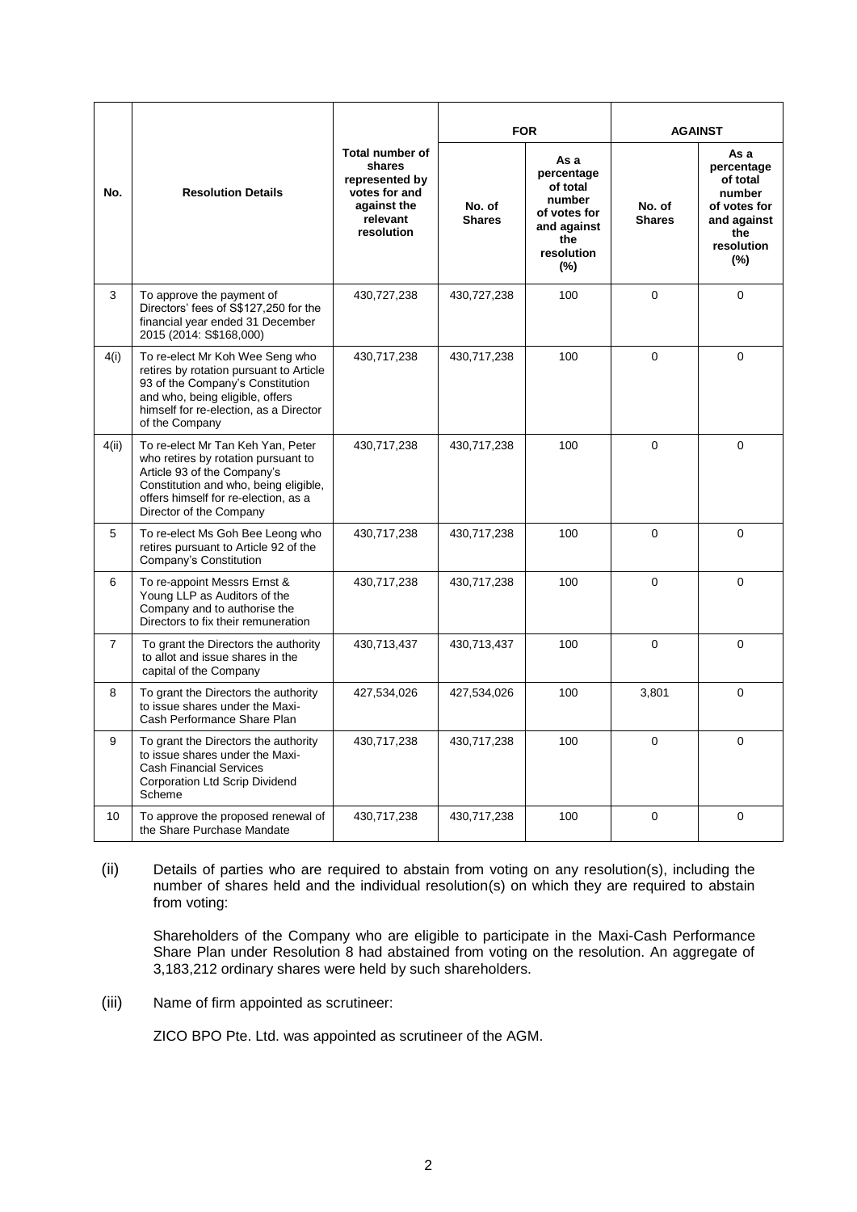| No. | Resolution Details | Total number of shares represented by votes for and against the relevant resolution | FOR | | AGAINST | |
|---|---|---|---|---|---|---|
| | | | No. of Shares | As a percentage of total number of votes for and against the resolution (%) | No. of Shares | As a percentage of total number of votes for and against the resolution (%) |
| 3 | To approve the payment of Directors' fees of S$127,250 for the financial year ended 31 December 2015 (2014: S$168,000) | 430,727,238 | 430,727,238 | 100 | 0 | 0 |
| 4(i) | To re-elect Mr Koh Wee Seng who retires by rotation pursuant to Article 93 of the Company's Constitution and who, being eligible, offers himself for re-election, as a Director of the Company | 430,717,238 | 430,717,238 | 100 | 0 | 0 |
| 4(ii) | To re-elect Mr Tan Keh Yan, Peter who retires by rotation pursuant to Article 93 of the Company's Constitution and who, being eligible, offers himself for re-election, as a Director of the Company | 430,717,238 | 430,717,238 | 100 | 0 | 0 |
| 5 | To re-elect Ms Goh Bee Leong who retires pursuant to Article 92 of the Company's Constitution | 430,717,238 | 430,717,238 | 100 | 0 | 0 |
| 6 | To re-appoint Messrs Ernst & Young LLP as Auditors of the Company and to authorise the Directors to fix their remuneration | 430,717,238 | 430,717,238 | 100 | 0 | 0 |
| 7 | To grant the Directors the authority to allot and issue shares in the capital of the Company | 430,713,437 | 430,713,437 | 100 | 0 | 0 |
| 8 | To grant the Directors the authority to issue shares under the Maxi-Cash Performance Share Plan | 427,534,026 | 427,534,026 | 100 | 3,801 | 0 |
| 9 | To grant the Directors the authority to issue shares under the Maxi-Cash Financial Services Corporation Ltd Scrip Dividend Scheme | 430,717,238 | 430,717,238 | 100 | 0 | 0 |
| 10 | To approve the proposed renewal of the Share Purchase Mandate | 430,717,238 | 430,717,238 | 100 | 0 | 0 |

(ii) Details of parties who are required to abstain from voting on any resolution(s), including the number of shares held and the individual resolution(s) on which they are required to abstain from voting:

Shareholders of the Company who are eligible to participate in the Maxi-Cash Performance Share Plan under Resolution 8 had abstained from voting on the resolution. An aggregate of 3,183,212 ordinary shares were held by such shareholders.

(iii) Name of firm appointed as scrutineer:

ZICO BPO Pte. Ltd. was appointed as scrutineer of the AGM.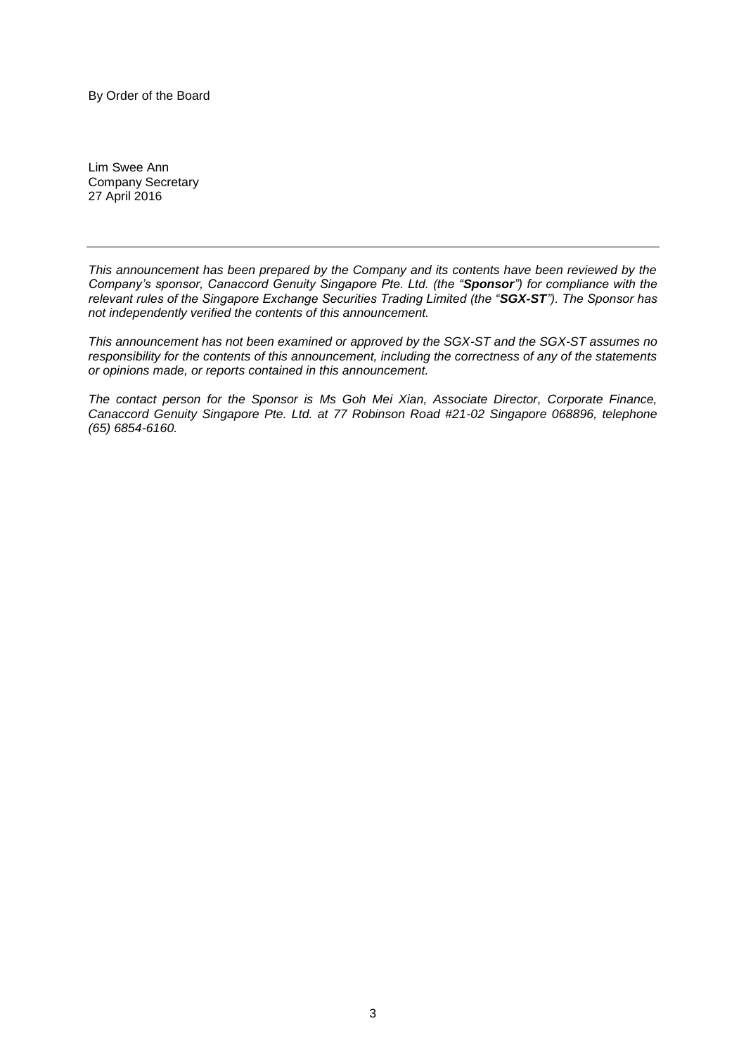By Order of the Board

Lim Swee Ann
Company Secretary
27 April 2016

---

*This announcement has been prepared by the Company and its contents have been reviewed by the Company's sponsor, Canaccord Genuity Singapore Pte. Ltd. (the "**Sponsor**") for compliance with the relevant rules of the Singapore Exchange Securities Trading Limited (the "**SGX-ST**"). The Sponsor has not independently verified the contents of this announcement.*

*This announcement has not been examined or approved by the SGX-ST and the SGX-ST assumes no responsibility for the contents of this announcement, including the correctness of any of the statements or opinions made, or reports contained in this announcement.*

*The contact person for the Sponsor is Ms Goh Mei Xian, Associate Director, Corporate Finance, Canaccord Genuity Singapore Pte. Ltd. at 77 Robinson Road #21-02 Singapore 068896, telephone (65) 6854-6160.*